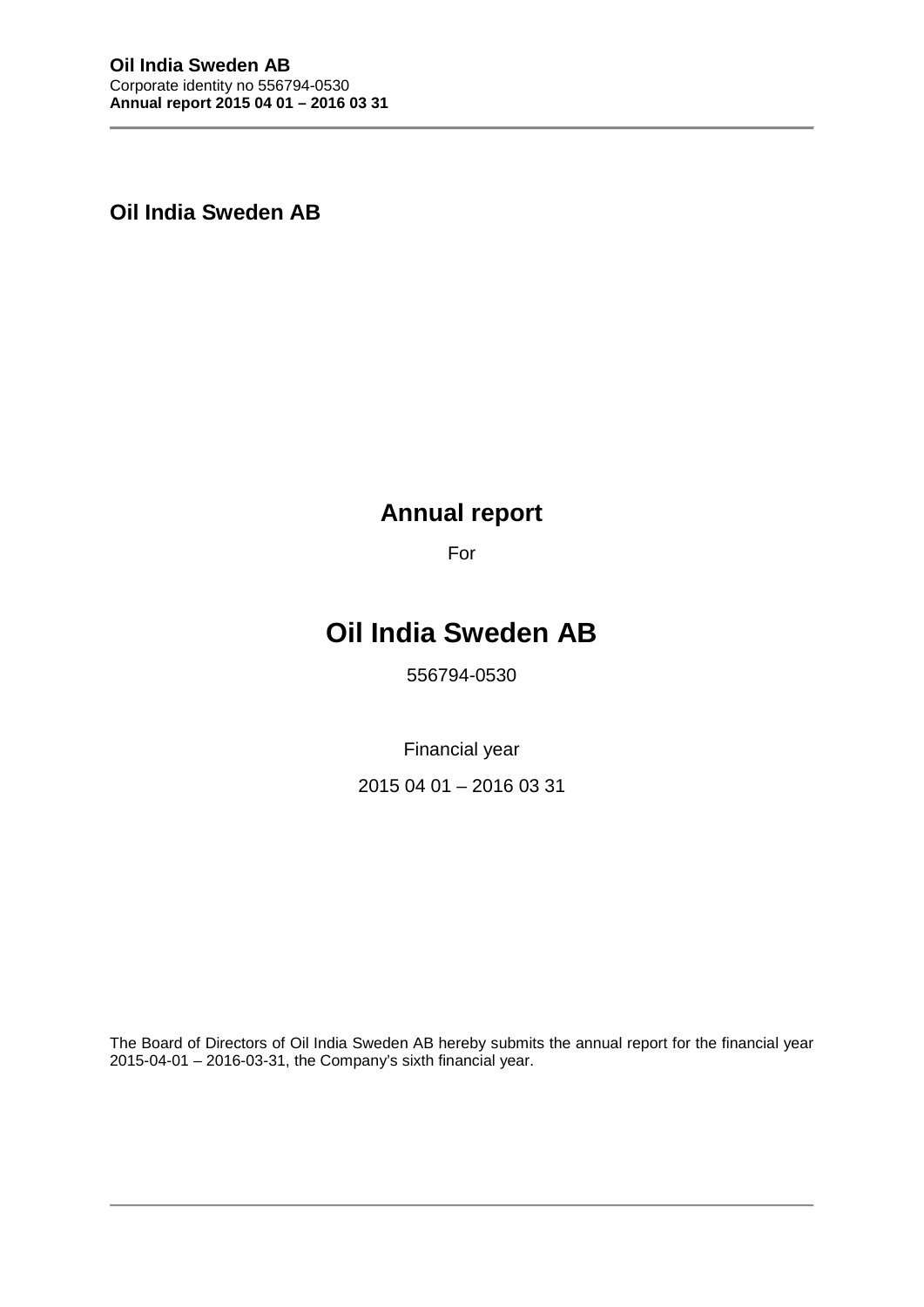**Oil India Sweden AB**

# Annual report

For

# Oil India Sweden AB

556794-0530

Financial year

2015 04 01 – 2016 03 31

The Board of Directors of Oil India Sweden AB hereby submits the annual report for the financial year 2015-04-01 – 2016-03-31, the Company's sixth financial year.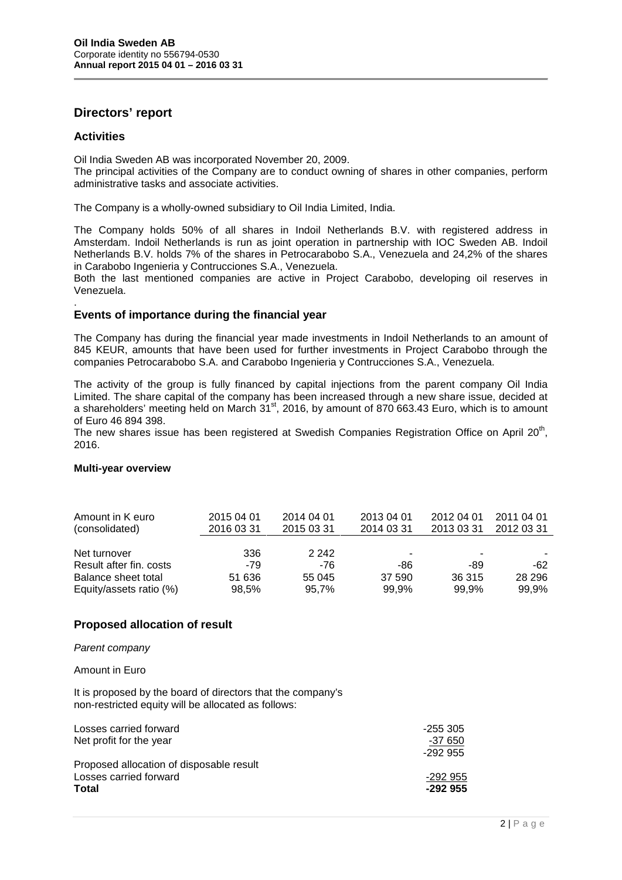**Oil India Sweden AB**
Corporate identity no 556794-0530
**Annual report 2015 04 01 – 2016 03 31**

## Directors' report

### Activities

Oil India Sweden AB was incorporated November 20, 2009.
The principal activities of the Company are to conduct owning of shares in other companies, perform administrative tasks and associate activities.

The Company is a wholly-owned subsidiary to Oil India Limited, India.

The Company holds 50% of all shares in Indoil Netherlands B.V. with registered address in Amsterdam. Indoil Netherlands is run as joint operation in partnership with IOC Sweden AB. Indoil Netherlands B.V. holds 7% of the shares in Petrocarabobo S.A., Venezuela and 24,2% of the shares in Carabobo Ingenieria y Contrucciones S.A., Venezuela.
Both the last mentioned companies are active in Project Carabobo, developing oil reserves in Venezuela.
.

### Events of importance during the financial year

The Company has during the financial year made investments in Indoil Netherlands to an amount of 845 KEUR, amounts that have been used for further investments in Project Carabobo through the companies Petrocarabobo S.A. and Carabobo Ingenieria y Contrucciones S.A., Venezuela.

The activity of the group is fully financed by capital injections from the parent company Oil India Limited. The share capital of the company has been increased through a new share issue, decided at a shareholders' meeting held on March 31[st], 2016, by amount of 870 663.43 Euro, which is to amount of Euro 46 894 398.
The new shares issue has been registered at Swedish Companies Registration Office on April 20[th], 2016.

**Multi-year overview**

| Amount in K euro (consolidated) | 2015 04 01 2016 03 31 | 2014 04 01 2015 03 31 | 2013 04 01 2014 03 31 | 2012 04 01 2013 03 31 | 2011 04 01 2012 03 31 |
|---|---|---|---|---|---|
| Net turnover | 336 | 2 242 | - | - | - |
| Result after fin. costs | -79 | -76 | -86 | -89 | -62 |
| Balance sheet total | 51 636 | 55 045 | 37 590 | 36 315 | 28 296 |
| Equity/assets ratio (%) | 98,5% | 95,7% | 99,9% | 99,9% | 99,9% |

### Proposed allocation of result

*Parent company*

Amount in Euro

It is proposed by the board of directors that the company's non-restricted equity will be allocated as follows:

| | |
|---|---|
| Losses carried forward | -255 305 |
| Net profit for the year | -37 650 |
| | -292 955 |
| Proposed allocation of disposable result | |
| Losses carried forward | -292 955 |
| **Total** | **-292 955** |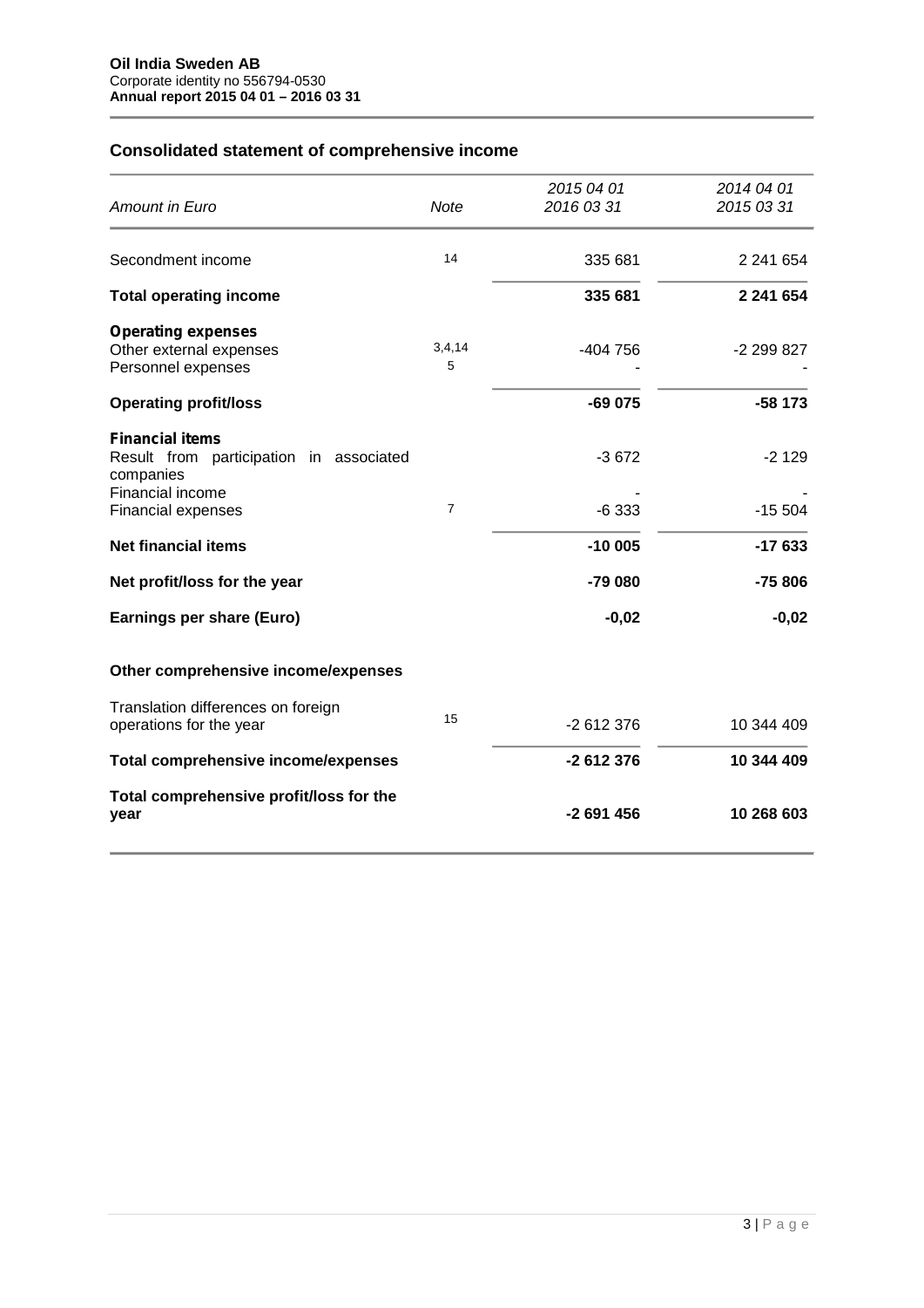**Oil India Sweden AB**
Corporate identity no 556794-0530
**Annual report 2015 04 01 – 2016 03 31**

## Consolidated statement of comprehensive income

| *Amount in Euro* | *Note* | *2015 04 01 2016 03 31* | *2014 04 01 2015 03 31* |
|---|---|---|---|
| Secondment income | 14 | 335 681 | 2 241 654 |
| **Total operating income** | | **335 681** | **2 241 654** |
| **Operating expenses** | | | |
| Other external expenses | 3,4,14 | -404 756 | -2 299 827 |
| Personnel expenses | 5 | - | - |
| **Operating profit/loss** | | **-69 075** | **-58 173** |
| **Financial items** | | | |
| Result from participation in associated companies | | -3 672 | -2 129 |
| Financial income | | - | - |
| Financial expenses | 7 | -6 333 | -15 504 |
| **Net financial items** | | **-10 005** | **-17 633** |
| **Net profit/loss for the year** | | **-79 080** | **-75 806** |
| **Earnings per share (Euro)** | | **-0,02** | **-0,02** |
| **Other comprehensive income/expenses** | | | |
| Translation differences on foreign operations for the year | 15 | -2 612 376 | 10 344 409 |
| **Total comprehensive income/expenses** | | **-2 612 376** | **10 344 409** |
| **Total comprehensive profit/loss for the year** | | **-2 691 456** | **10 268 603** |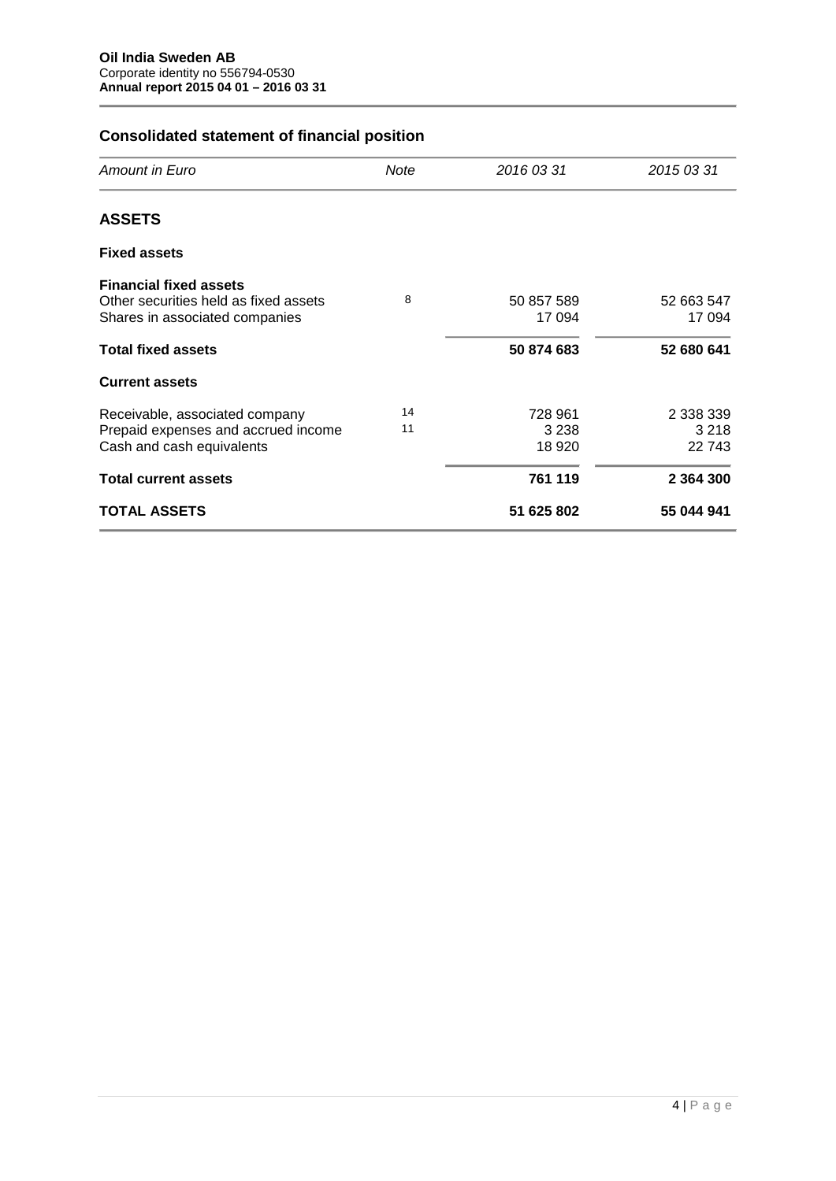**Oil India Sweden AB**
Corporate identity no 556794-0530
**Annual report 2015 04 01 – 2016 03 31**

## Consolidated statement of financial position

| *Amount in Euro* | *Note* | *2016 03 31* | *2015 03 31* |
|---|---|---|---|
| **ASSETS** | | | |
| **Fixed assets** | | | |
| **Financial fixed assets** | | | |
| Other securities held as fixed assets | 8 | 50 857 589 | 52 663 547 |
| Shares in associated companies | | 17 094 | 17 094 |
| **Total fixed assets** | | **50 874 683** | **52 680 641** |
| **Current assets** | | | |
| Receivable, associated company | 14 | 728 961 | 2 338 339 |
| Prepaid expenses and accrued income | 11 | 3 238 | 3 218 |
| Cash and cash equivalents | | 18 920 | 22 743 |
| **Total current assets** | | **761 119** | **2 364 300** |
| **TOTAL ASSETS** | | **51 625 802** | **55 044 941** |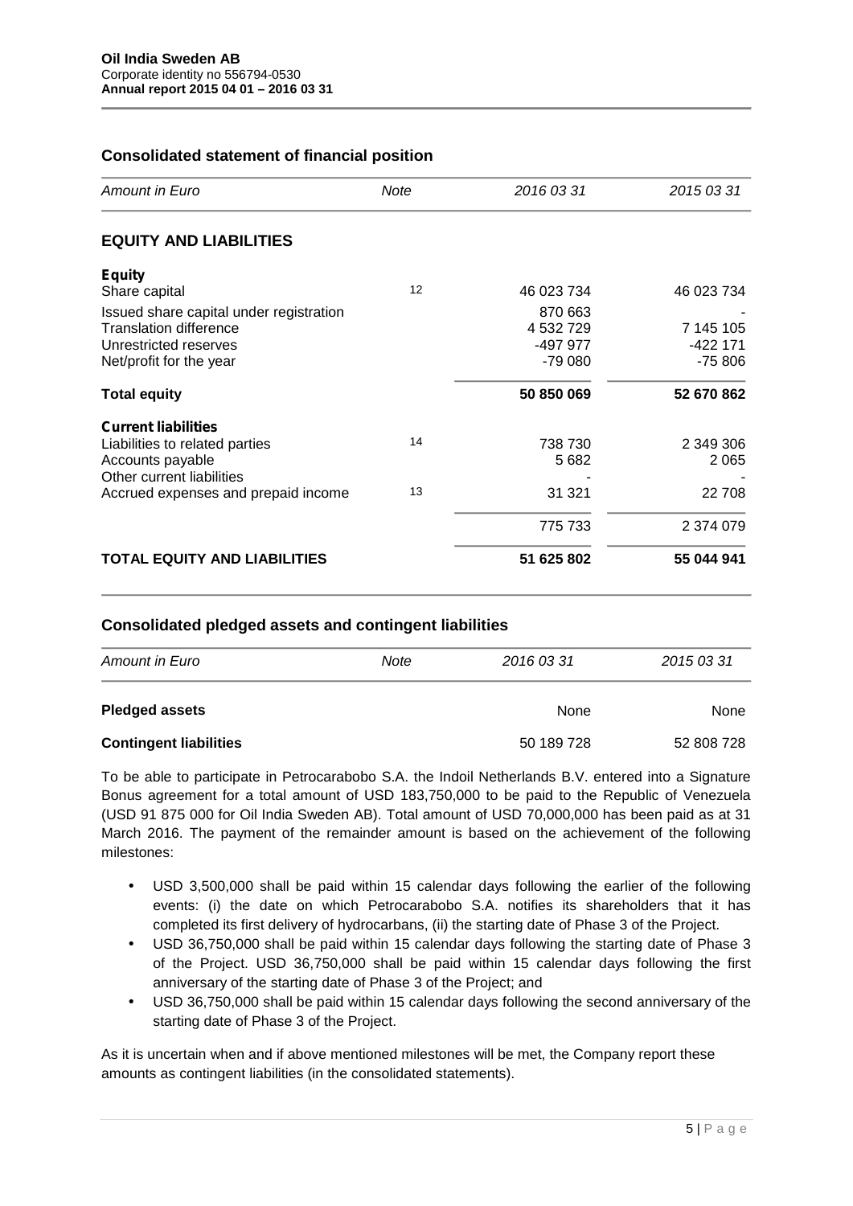**Oil India Sweden AB**
Corporate identity no 556794-0530
**Annual report 2015 04 01 – 2016 03 31**

## Consolidated statement of financial position

| *Amount in Euro* | *Note* | *2016 03 31* | *2015 03 31* |
|---|---|---|---|
| **EQUITY AND LIABILITIES** | | | |
| **Equity** | | | |
| Share capital | 12 | 46 023 734 | 46 023 734 |
| Issued share capital under registration | | 870 663 | - |
| Translation difference | | 4 532 729 | 7 145 105 |
| Unrestricted reserves | | -497 977 | -422 171 |
| Net/profit for the year | | -79 080 | -75 806 |
| **Total equity** | | **50 850 069** | **52 670 862** |
| **Current liabilities** | | | |
| Liabilities to related parties | 14 | 738 730 | 2 349 306 |
| Accounts payable | | 5 682 | 2 065 |
| Other current liabilities | | - | - |
| Accrued expenses and prepaid income | 13 | 31 321 | 22 708 |
| | | 775 733 | 2 374 079 |
| **TOTAL EQUITY AND LIABILITIES** | | **51 625 802** | **55 044 941** |

## Consolidated pledged assets and contingent liabilities

| *Amount in Euro* | *Note* | *2016 03 31* | *2015 03 31* |
|---|---|---|---|
| **Pledged assets** | | None | None |
| **Contingent liabilities** | | 50 189 728 | 52 808 728 |

To be able to participate in Petrocarabobo S.A. the Indoil Netherlands B.V. entered into a Signature Bonus agreement for a total amount of USD 183,750,000 to be paid to the Republic of Venezuela (USD 91 875 000 for Oil India Sweden AB). Total amount of USD 70,000,000 has been paid as at 31 March 2016. The payment of the remainder amount is based on the achievement of the following milestones:

- USD 3,500,000 shall be paid within 15 calendar days following the earlier of the following events: (i) the date on which Petrocarabobo S.A. notifies its shareholders that it has completed its first delivery of hydrocarbans, (ii) the starting date of Phase 3 of the Project.
- USD 36,750,000 shall be paid within 15 calendar days following the starting date of Phase 3 of the Project. USD 36,750,000 shall be paid within 15 calendar days following the first anniversary of the starting date of Phase 3 of the Project; and
- USD 36,750,000 shall be paid within 15 calendar days following the second anniversary of the starting date of Phase 3 of the Project.

As it is uncertain when and if above mentioned milestones will be met, the Company report these amounts as contingent liabilities (in the consolidated statements).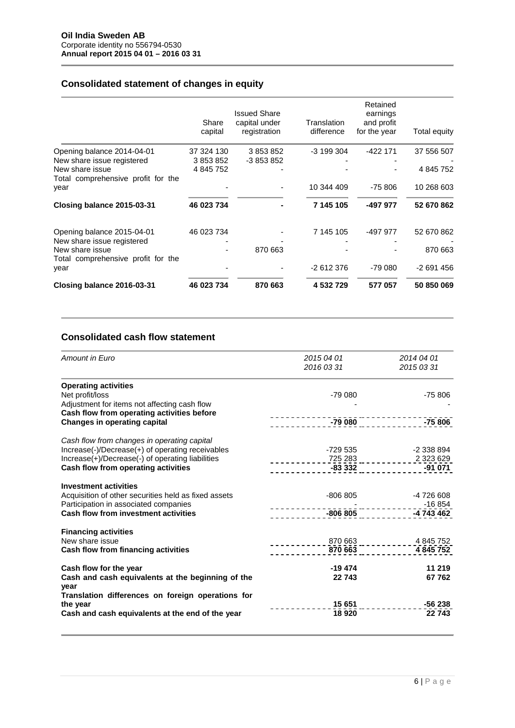**Oil India Sweden AB**
Corporate identity no 556794-0530
**Annual report 2015 04 01 – 2016 03 31**

## Consolidated statement of changes in equity

| | Share capital | Issued Share capital under registration | Translation difference | Retained earnings and profit for the year | Total equity |
|---|---|---|---|---|---|
| Opening balance 2014-04-01 | 37 324 130 | 3 853 852 | -3 199 304 | -422 171 | 37 556 507 |
| New share issue registered | 3 853 852 | -3 853 852 | - | - | - |
| New share issue | 4 845 752 | - | - | - | 4 845 752 |
| Total comprehensive profit for the year | - | - | 10 344 409 | -75 806 | 10 268 603 |
| **Closing balance 2015-03-31** | **46 023 734** | **-** | **7 145 105** | **-497 977** | **52 670 862** |
| | | | | | |
| Opening balance 2015-04-01 | 46 023 734 | - | 7 145 105 | -497 977 | 52 670 862 |
| New share issue registered | - | - | - | - | - |
| New share issue | - | 870 663 | - | - | 870 663 |
| Total comprehensive profit for the year | - | - | -2 612 376 | -79 080 | -2 691 456 |
| **Closing balance 2016-03-31** | **46 023 734** | **870 663** | **4 532 729** | **577 057** | **50 850 069** |

## Consolidated cash flow statement

| *Amount in Euro* | *2015 04 01 2016 03 31* | *2014 04 01 2015 03 31* |
|---|---|---|
| **Operating activities** | | |
| Net profit/loss | -79 080 | -75 806 |
| Adjustment for items not affecting cash flow | - | - |
| **Cash flow from operating activities before Changes in operating capital** | **-79 080** | **-75 806** |
| | | |
| *Cash flow from changes in operating capital* | | |
| Increase(-)/Decrease(+) of operating receivables | -729 535 | -2 338 894 |
| Increase(+)/Decrease(-) of operating liabilities | 725 283 | 2 323 629 |
| **Cash flow from operating activities** | **-83 332** | **-91 071** |
| | | |
| **Investment activities** | | |
| Acquisition of other securities held as fixed assets | -806 805 | -4 726 608 |
| Participation in associated companies | - | -16 854 |
| **Cash flow from investment activities** | **-806 805** | **-4 743 462** |
| | | |
| **Financing activities** | | |
| New share issue | 870 663 | 4 845 752 |
| **Cash flow from financing activities** | **870 663** | **4 845 752** |
| | | |
| **Cash flow for the year** | **-19 474** | **11 219** |
| **Cash and cash equivalents at the beginning of the year** | **22 743** | **67 762** |
| **Translation differences on foreign operations for the year** | **15 651** | **-56 238** |
| **Cash and cash equivalents at the end of the year** | **18 920** | **22 743** |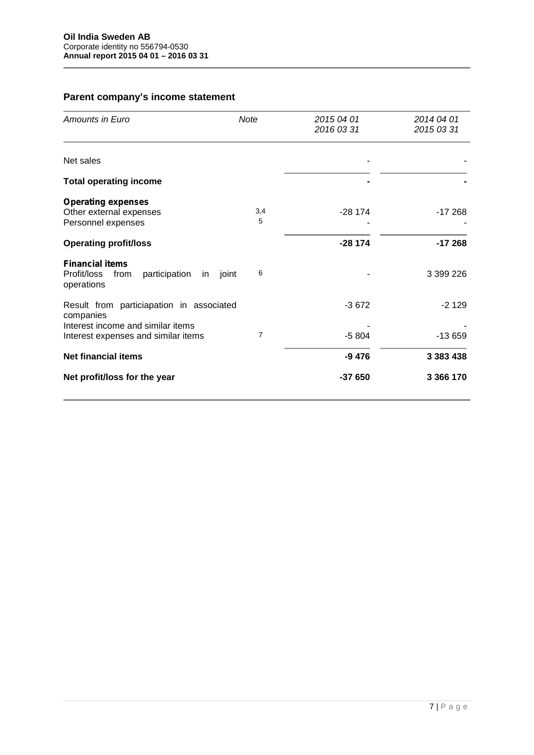**Oil India Sweden AB**
Corporate identity no 556794-0530
**Annual report 2015 04 01 – 2016 03 31**

## Parent company's income statement

| *Amounts in Euro* | *Note* | *2015 04 01 2016 03 31* | *2014 04 01 2015 03 31* |
|---|---|---|---|
| Net sales | | - | - |
| **Total operating income** | | **-** | **-** |
| **Operating expenses** | | | |
| Other external expenses | 3,4 | -28 174 | -17 268 |
| Personnel expenses | 5 | - | - |
| **Operating profit/loss** | | **-28 174** | **-17 268** |
| **Financial items** | | | |
| Profit/loss from participation in joint operations | 6 | - | 3 399 226 |
| Result from particiapation in associated companies | | -3 672 | -2 129 |
| Interest income and similar items | | - | - |
| Interest expenses and similar items | 7 | -5 804 | -13 659 |
| **Net financial items** | | **-9 476** | **3 383 438** |
| **Net profit/loss for the year** | | **-37 650** | **3 366 170** |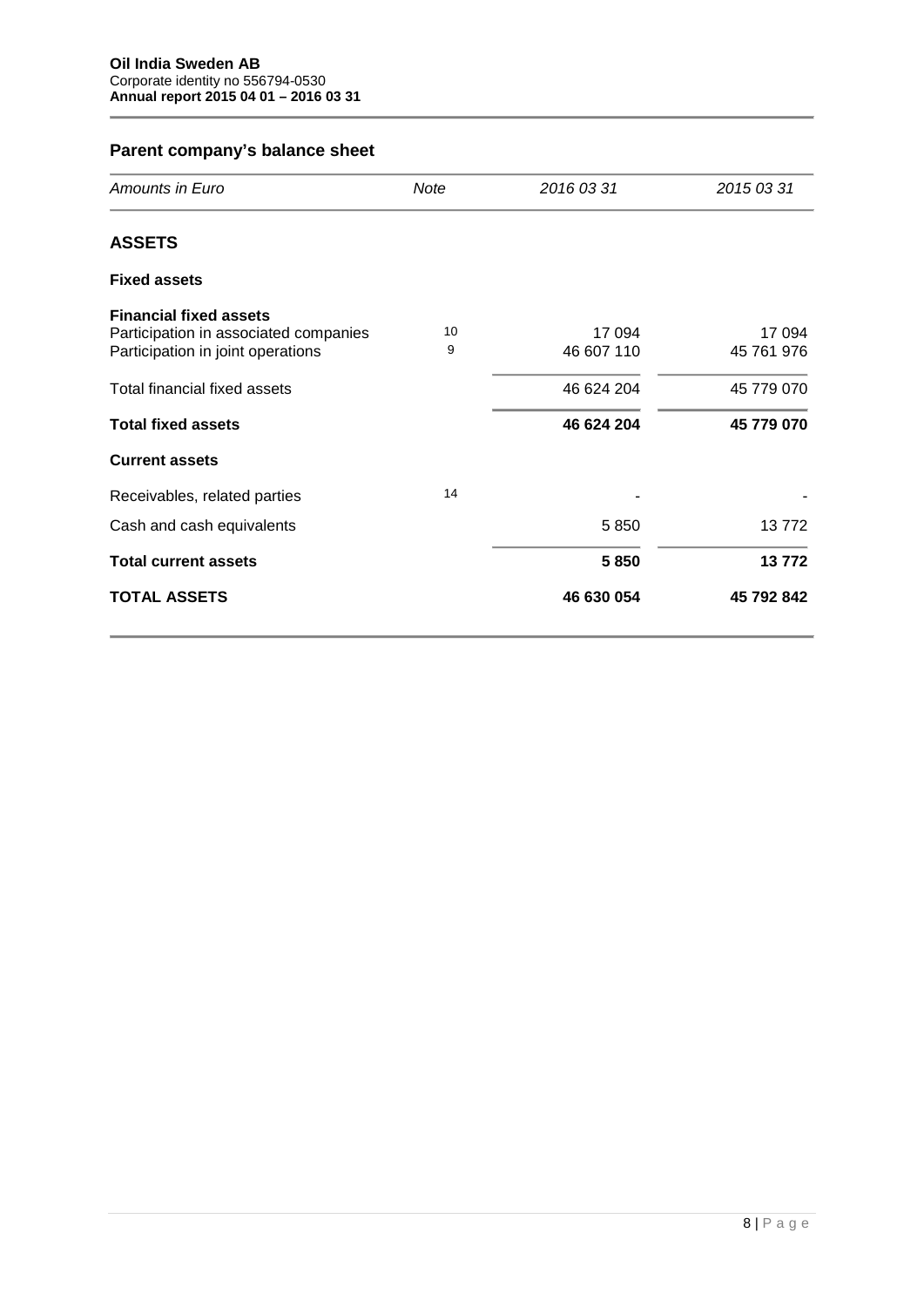**Oil India Sweden AB**
Corporate identity no 556794-0530
**Annual report 2015 04 01 – 2016 03 31**

## Parent company's balance sheet

| *Amounts in Euro* | *Note* | *2016 03 31* | *2015 03 31* |
|---|---|---|---|
| **ASSETS** | | | |
| **Fixed assets** | | | |
| **Financial fixed assets** | | | |
| Participation in associated companies | 10 | 17 094 | 17 094 |
| Participation in joint operations | 9 | 46 607 110 | 45 761 976 |
| Total financial fixed assets | | 46 624 204 | 45 779 070 |
| **Total fixed assets** | | **46 624 204** | **45 779 070** |
| **Current assets** | | | |
| Receivables, related parties | 14 | - | - |
| Cash and cash equivalents | | 5 850 | 13 772 |
| **Total current assets** | | **5 850** | **13 772** |
| **TOTAL ASSETS** | | **46 630 054** | **45 792 842** |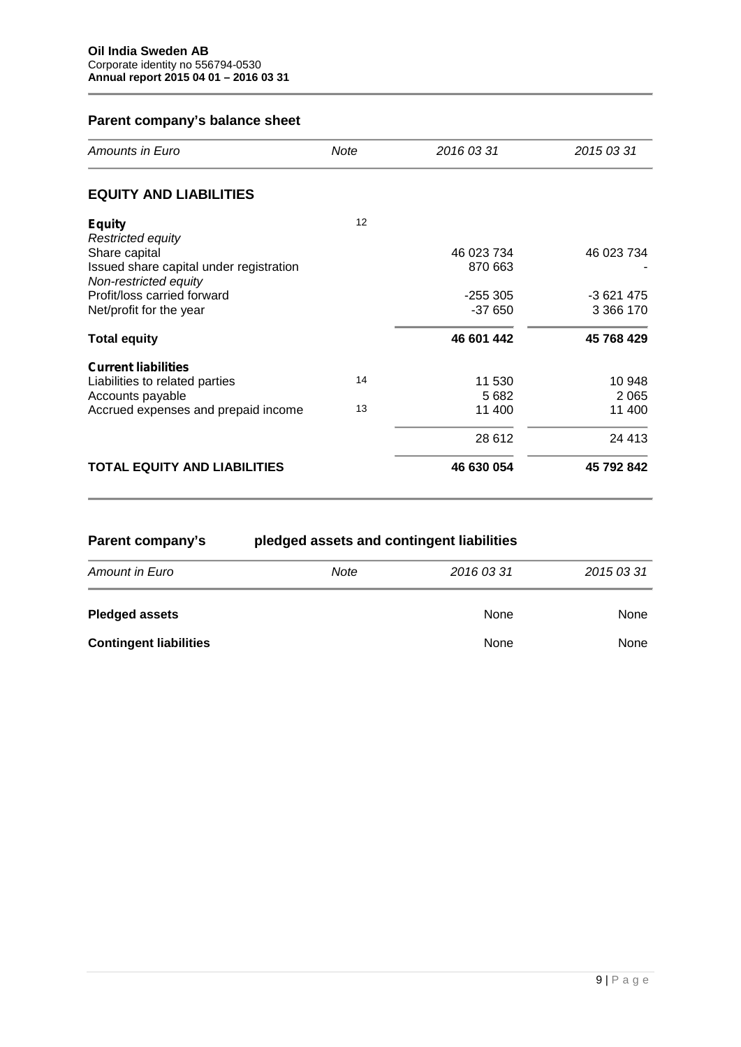**Oil India Sweden AB**
Corporate identity no 556794-0530
**Annual report 2015 04 01 – 2016 03 31**

## Parent company's balance sheet

| *Amounts in Euro* | *Note* | *2016 03 31* | *2015 03 31* |
|---|---|---|---|
| **EQUITY AND LIABILITIES** | | | |
| **Equity** | 12 | | |
| *Restricted equity* | | | |
| Share capital | | 46 023 734 | 46 023 734 |
| Issued share capital under registration | | 870 663 | - |
| *Non-restricted equity* | | | |
| Profit/loss carried forward | | -255 305 | -3 621 475 |
| Net/profit for the year | | -37 650 | 3 366 170 |
| **Total equity** | | **46 601 442** | **45 768 429** |
| **Current liabilities** | | | |
| Liabilities to related parties | 14 | 11 530 | 10 948 |
| Accounts payable | | 5 682 | 2 065 |
| Accrued expenses and prepaid income | 13 | 11 400 | 11 400 |
| | | 28 612 | 24 413 |
| **TOTAL EQUITY AND LIABILITIES** | | **46 630 054** | **45 792 842** |

## Parent company's pledged assets and contingent liabilities

| *Amount in Euro* | *Note* | *2016 03 31* | *2015 03 31* |
|---|---|---|---|
| **Pledged assets** | | None | None |
| **Contingent liabilities** | | None | None |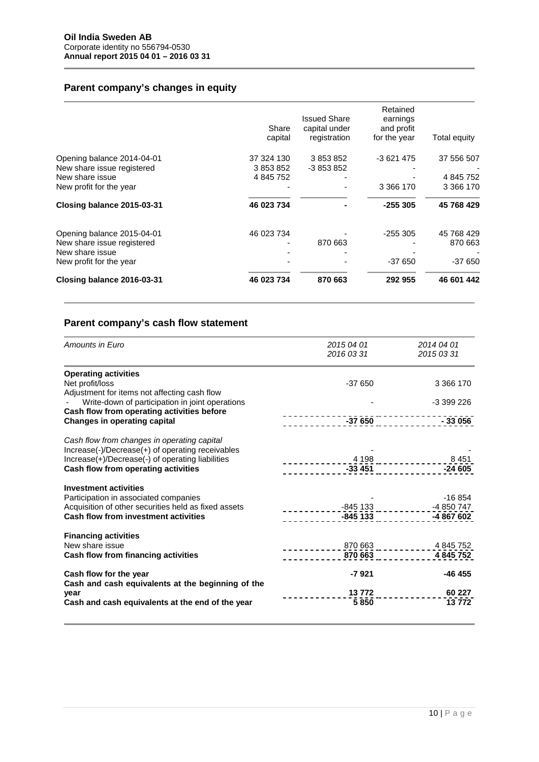**Oil India Sweden AB**
Corporate identity no 556794-0530
**Annual report 2015 04 01 – 2016 03 31**

## Parent company's changes in equity

| | Share capital | Issued Share capital under registration | Retained earnings and profit for the year | Total equity |
|---|---|---|---|---|
| Opening balance 2014-04-01 | 37 324 130 | 3 853 852 | -3 621 475 | 37 556 507 |
| New share issue registered | 3 853 852 | -3 853 852 | - | - |
| New share issue | 4 845 752 | - | - | 4 845 752 |
| New profit for the year | - | - | 3 366 170 | 3 366 170 |
| **Closing balance 2015-03-31** | **46 023 734** | **-** | **-255 305** | **45 768 429** |
| | | | | |
| Opening balance 2015-04-01 | 46 023 734 | - | -255 305 | 45 768 429 |
| New share issue registered | - | 870 663 | - | 870 663 |
| New share issue | - | - | - | - |
| New profit for the year | - | - | -37 650 | -37 650 |
| **Closing balance 2016-03-31** | **46 023 734** | **870 663** | **292 955** | **46 601 442** |

## Parent company's cash flow statement

| *Amounts in Euro* | *2015 04 01 2016 03 31* | *2014 04 01 2015 03 31* |
|---|---|---|
| **Operating activities** | | |
| Net profit/loss | -37 650 | 3 366 170 |
| Adjustment for items not affecting cash flow | | |
| - Write-down of participation in joint operations | - | -3 399 226 |
| **Cash flow from operating activities before Changes in operating capital** | **-37 650** | **- 33 056** |
| | | |
| *Cash flow from changes in operating capital* | | |
| Increase(-)/Decrease(+) of operating receivables | - | - |
| Increase(+)/Decrease(-) of operating liabilities | 4 198 | 8 451 |
| **Cash flow from operating activities** | **-33 451** | **-24 605** |
| | | |
| **Investment activities** | | |
| Participation in associated companies | - | -16 854 |
| Acquisition of other securities held as fixed assets | -845 133 | -4 850 747 |
| **Cash flow from investment activities** | **-845 133** | **-4 867 602** |
| | | |
| **Financing activities** | | |
| New share issue | 870 663 | 4 845 752 |
| **Cash flow from financing activities** | **870 663** | **4 845 752** |
| | | |
| **Cash flow for the year** | **-7 921** | **-46 455** |
| **Cash and cash equivalents at the beginning of the year** | **13 772** | **60 227** |
| **Cash and cash equivalents at the end of the year** | **5 850** | **13 772** |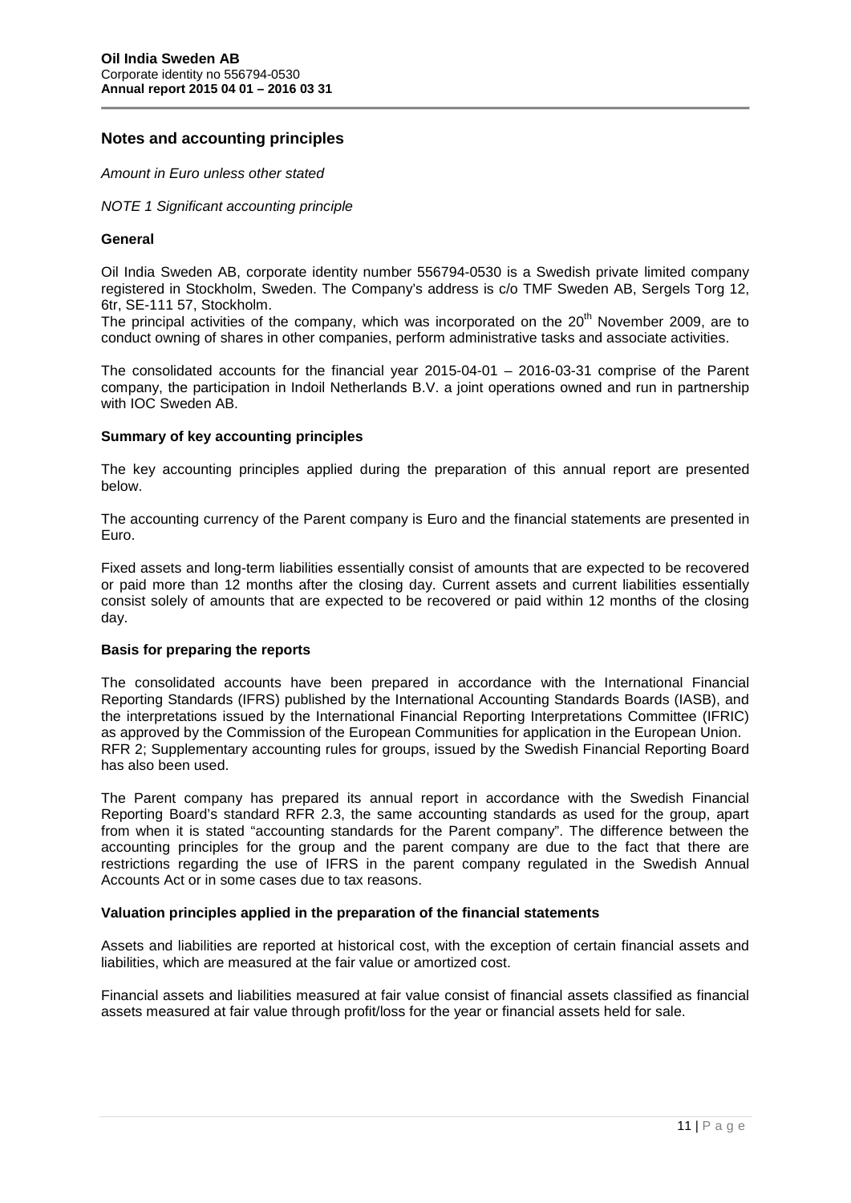## Notes and accounting principles

*Amount in Euro unless other stated*

*NOTE 1 Significant accounting principle*

### General

Oil India Sweden AB, corporate identity number 556794-0530 is a Swedish private limited company registered in Stockholm, Sweden. The Company's address is c/o TMF Sweden AB, Sergels Torg 12, 6tr, SE-111 57, Stockholm.
The principal activities of the company, which was incorporated on the 20th November 2009, are to conduct owning of shares in other companies, perform administrative tasks and associate activities.

The consolidated accounts for the financial year 2015-04-01 – 2016-03-31 comprise of the Parent company, the participation in Indoil Netherlands B.V. a joint operations owned and run in partnership with IOC Sweden AB.

### Summary of key accounting principles

The key accounting principles applied during the preparation of this annual report are presented below.

The accounting currency of the Parent company is Euro and the financial statements are presented in Euro.

Fixed assets and long-term liabilities essentially consist of amounts that are expected to be recovered or paid more than 12 months after the closing day. Current assets and current liabilities essentially consist solely of amounts that are expected to be recovered or paid within 12 months of the closing day.

### Basis for preparing the reports

The consolidated accounts have been prepared in accordance with the International Financial Reporting Standards (IFRS) published by the International Accounting Standards Boards (IASB), and the interpretations issued by the International Financial Reporting Interpretations Committee (IFRIC) as approved by the Commission of the European Communities for application in the European Union.
RFR 2; Supplementary accounting rules for groups, issued by the Swedish Financial Reporting Board has also been used.

The Parent company has prepared its annual report in accordance with the Swedish Financial Reporting Board's standard RFR 2.3, the same accounting standards as used for the group, apart from when it is stated "accounting standards for the Parent company". The difference between the accounting principles for the group and the parent company are due to the fact that there are restrictions regarding the use of IFRS in the parent company regulated in the Swedish Annual Accounts Act or in some cases due to tax reasons.

### Valuation principles applied in the preparation of the financial statements

Assets and liabilities are reported at historical cost, with the exception of certain financial assets and liabilities, which are measured at the fair value or amortized cost.

Financial assets and liabilities measured at fair value consist of financial assets classified as financial assets measured at fair value through profit/loss for the year or financial assets held for sale.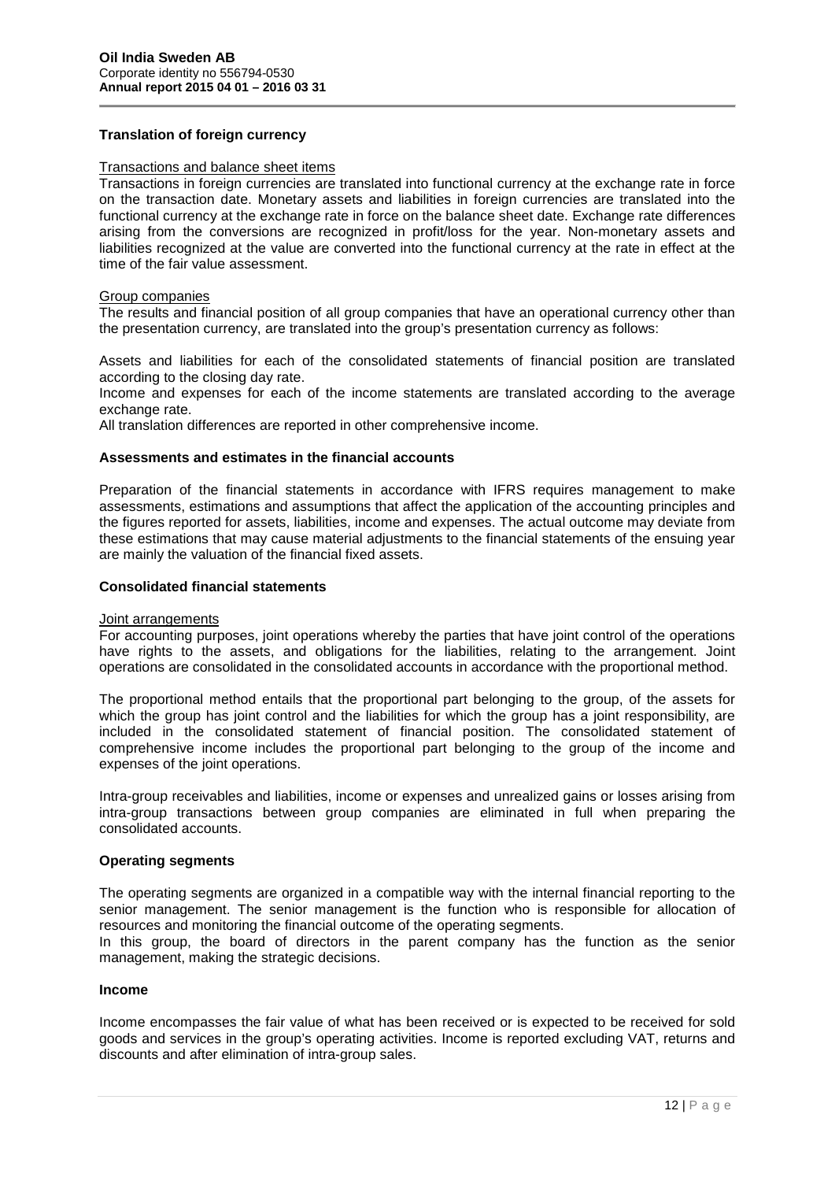## Translation of foreign currency

Transactions and balance sheet items

Transactions in foreign currencies are translated into functional currency at the exchange rate in force on the transaction date. Monetary assets and liabilities in foreign currencies are translated into the functional currency at the exchange rate in force on the balance sheet date. Exchange rate differences arising from the conversions are recognized in profit/loss for the year. Non-monetary assets and liabilities recognized at the value are converted into the functional currency at the rate in effect at the time of the fair value assessment.

Group companies

The results and financial position of all group companies that have an operational currency other than the presentation currency, are translated into the group's presentation currency as follows:

Assets and liabilities for each of the consolidated statements of financial position are translated according to the closing day rate.

Income and expenses for each of the income statements are translated according to the average exchange rate.

All translation differences are reported in other comprehensive income.

## Assessments and estimates in the financial accounts

Preparation of the financial statements in accordance with IFRS requires management to make assessments, estimations and assumptions that affect the application of the accounting principles and the figures reported for assets, liabilities, income and expenses. The actual outcome may deviate from these estimations that may cause material adjustments to the financial statements of the ensuing year are mainly the valuation of the financial fixed assets.

## Consolidated financial statements

Joint arrangements

For accounting purposes, joint operations whereby the parties that have joint control of the operations have rights to the assets, and obligations for the liabilities, relating to the arrangement. Joint operations are consolidated in the consolidated accounts in accordance with the proportional method.

The proportional method entails that the proportional part belonging to the group, of the assets for which the group has joint control and the liabilities for which the group has a joint responsibility, are included in the consolidated statement of financial position. The consolidated statement of comprehensive income includes the proportional part belonging to the group of the income and expenses of the joint operations.

Intra-group receivables and liabilities, income or expenses and unrealized gains or losses arising from intra-group transactions between group companies are eliminated in full when preparing the consolidated accounts.

## Operating segments

The operating segments are organized in a compatible way with the internal financial reporting to the senior management. The senior management is the function who is responsible for allocation of resources and monitoring the financial outcome of the operating segments.

In this group, the board of directors in the parent company has the function as the senior management, making the strategic decisions.

## Income

Income encompasses the fair value of what has been received or is expected to be received for sold goods and services in the group's operating activities. Income is reported excluding VAT, returns and discounts and after elimination of intra-group sales.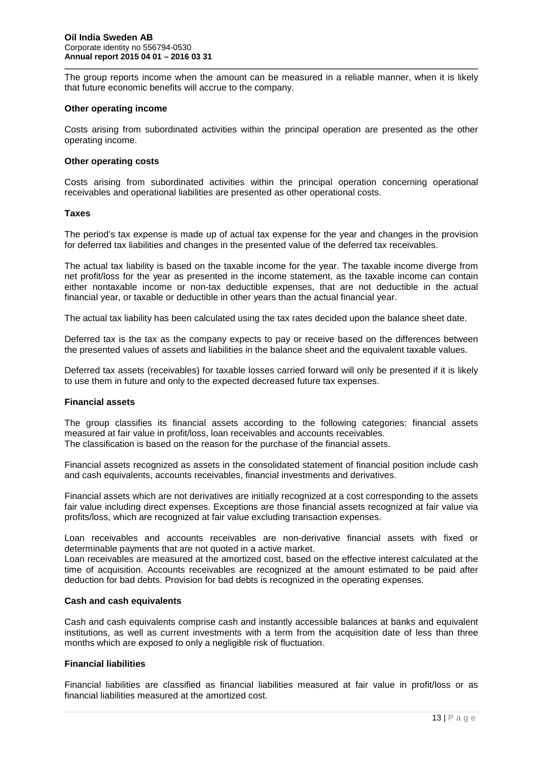The group reports income when the amount can be measured in a reliable manner, when it is likely that future economic benefits will accrue to the company.

**Other operating income**

Costs arising from subordinated activities within the principal operation are presented as the other operating income.

**Other operating costs**

Costs arising from subordinated activities within the principal operation concerning operational receivables and operational liabilities are presented as other operational costs.

**Taxes**

The period's tax expense is made up of actual tax expense for the year and changes in the provision for deferred tax liabilities and changes in the presented value of the deferred tax receivables.

The actual tax liability is based on the taxable income for the year. The taxable income diverge from net profit/loss for the year as presented in the income statement, as the taxable income can contain either nontaxable income or non-tax deductible expenses, that are not deductible in the actual financial year, or taxable or deductible in other years than the actual financial year.

The actual tax liability has been calculated using the tax rates decided upon the balance sheet date.

Deferred tax is the tax as the company expects to pay or receive based on the differences between the presented values of assets and liabilities in the balance sheet and the equivalent taxable values.

Deferred tax assets (receivables) for taxable losses carried forward will only be presented if it is likely to use them in future and only to the expected decreased future tax expenses.

**Financial assets**

The group classifies its financial assets according to the following categories: financial assets measured at fair value in profit/loss, loan receivables and accounts receivables.
The classification is based on the reason for the purchase of the financial assets.

Financial assets recognized as assets in the consolidated statement of financial position include cash and cash equivalents, accounts receivables, financial investments and derivatives.

Financial assets which are not derivatives are initially recognized at a cost corresponding to the assets fair value including direct expenses. Exceptions are those financial assets recognized at fair value via profits/loss, which are recognized at fair value excluding transaction expenses.

Loan receivables and accounts receivables are non-derivative financial assets with fixed or determinable payments that are not quoted in a active market.
Loan receivables are measured at the amortized cost, based on the effective interest calculated at the time of acquisition. Accounts receivables are recognized at the amount estimated to be paid after deduction for bad debts. Provision for bad debts is recognized in the operating expenses.

**Cash and cash equivalents**

Cash and cash equivalents comprise cash and instantly accessible balances at banks and equivalent institutions, as well as current investments with a term from the acquisition date of less than three months which are exposed to only a negligible risk of fluctuation.

**Financial liabilities**

Financial liabilities are classified as financial liabilities measured at fair value in profit/loss or as financial liabilities measured at the amortized cost.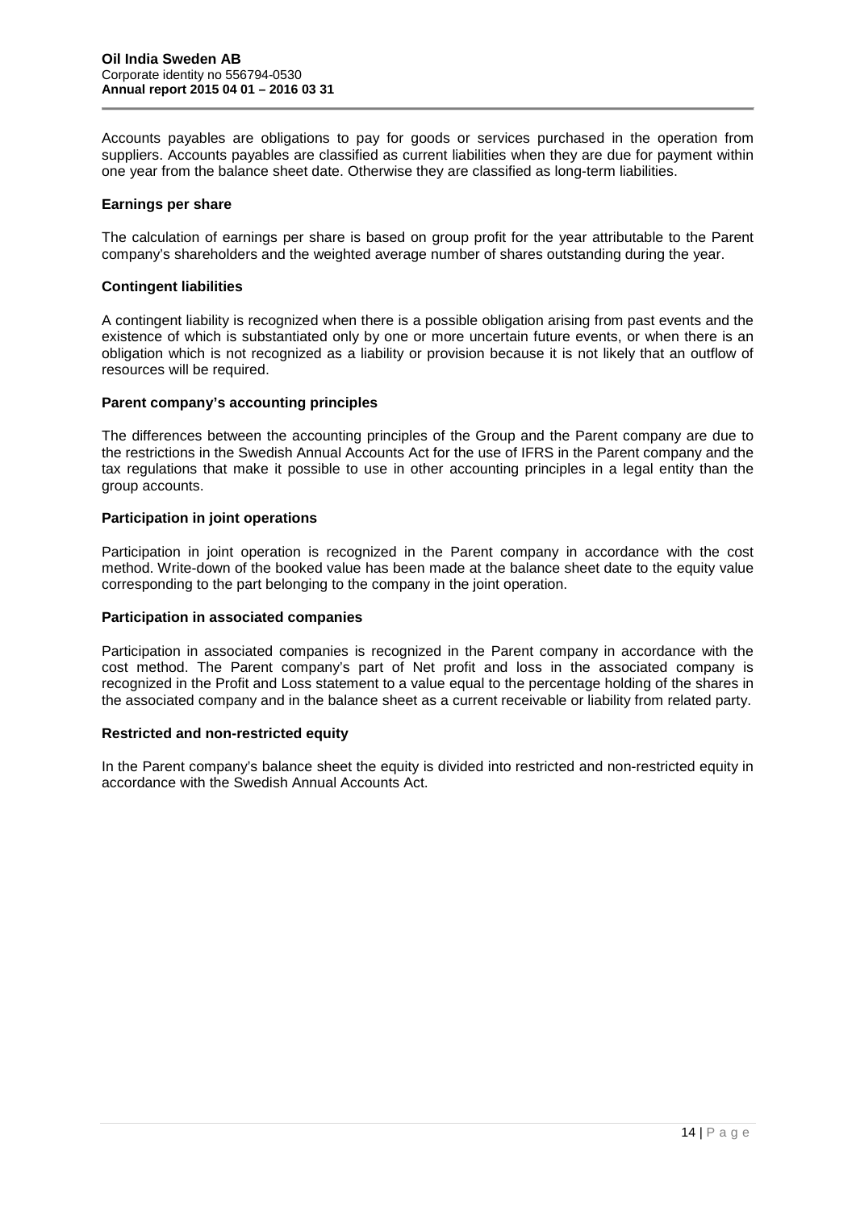Accounts payables are obligations to pay for goods or services purchased in the operation from suppliers. Accounts payables are classified as current liabilities when they are due for payment within one year from the balance sheet date. Otherwise they are classified as long-term liabilities.

**Earnings per share**

The calculation of earnings per share is based on group profit for the year attributable to the Parent company's shareholders and the weighted average number of shares outstanding during the year.

**Contingent liabilities**

A contingent liability is recognized when there is a possible obligation arising from past events and the existence of which is substantiated only by one or more uncertain future events, or when there is an obligation which is not recognized as a liability or provision because it is not likely that an outflow of resources will be required.

**Parent company's accounting principles**

The differences between the accounting principles of the Group and the Parent company are due to the restrictions in the Swedish Annual Accounts Act for the use of IFRS in the Parent company and the tax regulations that make it possible to use in other accounting principles in a legal entity than the group accounts.

**Participation in joint operations**

Participation in joint operation is recognized in the Parent company in accordance with the cost method. Write-down of the booked value has been made at the balance sheet date to the equity value corresponding to the part belonging to the company in the joint operation.

**Participation in associated companies**

Participation in associated companies is recognized in the Parent company in accordance with the cost method. The Parent company's part of Net profit and loss in the associated company is recognized in the Profit and Loss statement to a value equal to the percentage holding of the shares in the associated company and in the balance sheet as a current receivable or liability from related party.

**Restricted and non-restricted equity**

In the Parent company's balance sheet the equity is divided into restricted and non-restricted equity in accordance with the Swedish Annual Accounts Act.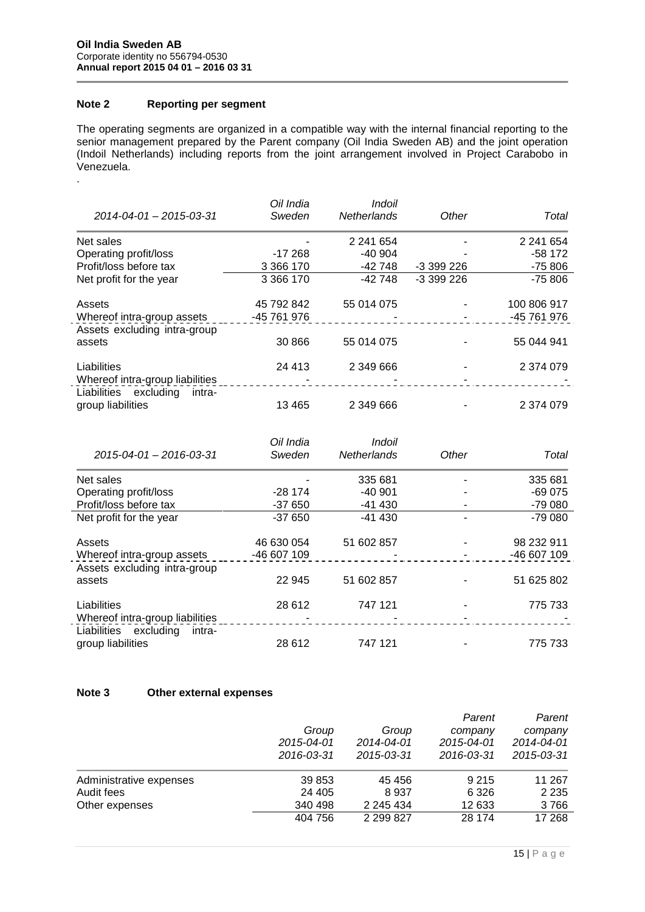**Oil India Sweden AB**
Corporate identity no 556794-0530
**Annual report 2015 04 01 – 2016 03 31**

## Note 2 Reporting per segment

The operating segments are organized in a compatible way with the internal financial reporting to the senior management prepared by the Parent company (Oil India Sweden AB) and the joint operation (Indoil Netherlands) including reports from the joint arrangement involved in Project Carabobo in Venezuela.

.

| *2014-04-01 – 2015-03-31* | *Oil India Sweden* | *Indoil Netherlands* | *Other* | *Total* |
|---|---|---|---|---|
| Net sales | - | 2 241 654 | - | 2 241 654 |
| Operating profit/loss | -17 268 | -40 904 | - | -58 172 |
| Profit/loss before tax | 3 366 170 | -42 748 | -3 399 226 | -75 806 |
| Net profit for the year | 3 366 170 | -42 748 | -3 399 226 | -75 806 |
| | | | | |
| Assets | 45 792 842 | 55 014 075 | - | 100 806 917 |
| Whereof intra-group assets | -45 761 976 | - | - | -45 761 976 |
| Assets excluding intra-group assets | 30 866 | 55 014 075 | - | 55 044 941 |
| | | | | |
| Liabilities | 24 413 | 2 349 666 | - | 2 374 079 |
| Whereof intra-group liabilities | - | - | - | - |
| Liabilities excluding intra-group liabilities | 13 465 | 2 349 666 | - | 2 374 079 |

| *2015-04-01 – 2016-03-31* | *Oil India Sweden* | *Indoil Netherlands* | *Other* | *Total* |
|---|---|---|---|---|
| Net sales | - | 335 681 | - | 335 681 |
| Operating profit/loss | -28 174 | -40 901 | - | -69 075 |
| Profit/loss before tax | -37 650 | -41 430 | - | -79 080 |
| Net profit for the year | -37 650 | -41 430 | - | -79 080 |
| | | | | |
| Assets | 46 630 054 | 51 602 857 | - | 98 232 911 |
| Whereof intra-group assets | -46 607 109 | - | - | -46 607 109 |
| Assets excluding intra-group assets | 22 945 | 51 602 857 | - | 51 625 802 |
| | | | | |
| Liabilities | 28 612 | 747 121 | - | 775 733 |
| Whereof intra-group liabilities | - | - | - | - |
| Liabilities excluding intra-group liabilities | 28 612 | 747 121 | - | 775 733 |

## Note 3 Other external expenses

| | *Group 2015-04-01 2016-03-31* | *Group 2014-04-01 2015-03-31* | *Parent company 2015-04-01 2016-03-31* | *Parent company 2014-04-01 2015-03-31* |
|---|---|---|---|---|
| Administrative expenses | 39 853 | 45 456 | 9 215 | 11 267 |
| Audit fees | 24 405 | 8 937 | 6 326 | 2 235 |
| Other expenses | 340 498 | 2 245 434 | 12 633 | 3 766 |
| | 404 756 | 2 299 827 | 28 174 | 17 268 |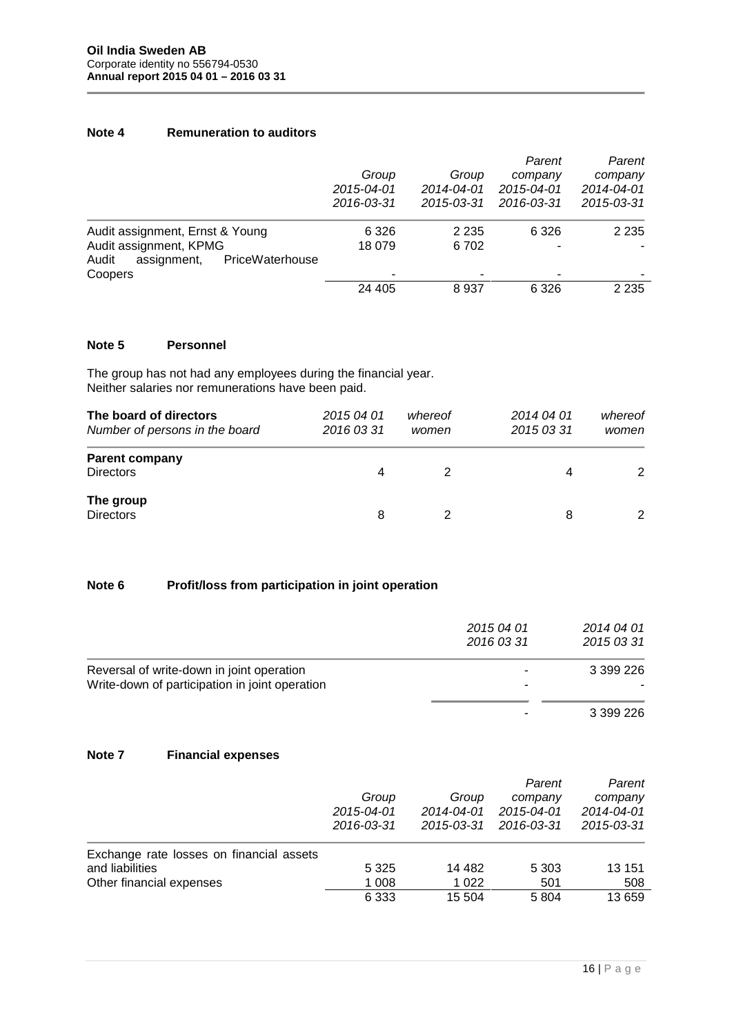## Note 4 Remuneration to auditors

| | *Group 2015-04-01 2016-03-31* | *Group 2014-04-01 2015-03-31* | *Parent company 2015-04-01 2016-03-31* | *Parent company 2014-04-01 2015-03-31* |
|---|---|---|---|---|
| Audit assignment, Ernst & Young | 6 326 | 2 235 | 6 326 | 2 235 |
| Audit assignment, KPMG | 18 079 | 6 702 | - | - |
| Audit assignment, PriceWaterhouse Coopers | - | - | - | - |
| | 24 405 | 8 937 | 6 326 | 2 235 |

## Note 5 Personnel

The group has not had any employees during the financial year.
Neither salaries nor remunerations have been paid.

| **The board of directors** *Number of persons in the board* | *2015 04 01 2016 03 31* | *whereof women* | *2014 04 01 2015 03 31* | *whereof women* |
|---|---|---|---|---|
| **Parent company** | | | | |
| Directors | 4 | 2 | 4 | 2 |
| **The group** | | | | |
| Directors | 8 | 2 | 8 | 2 |

## Note 6 Profit/loss from participation in joint operation

| | *2015 04 01 2016 03 31* | *2014 04 01 2015 03 31* |
|---|---|---|
| Reversal of write-down in joint operation | - | 3 399 226 |
| Write-down of participation in joint operation | - | - |
| | - | 3 399 226 |

## Note 7 Financial expenses

| | *Group 2015-04-01 2016-03-31* | *Group 2014-04-01 2015-03-31* | *Parent company 2015-04-01 2016-03-31* | *Parent company 2014-04-01 2015-03-31* |
|---|---|---|---|---|
| Exchange rate losses on financial assets and liabilities | 5 325 | 14 482 | 5 303 | 13 151 |
| Other financial expenses | 1 008 | 1 022 | 501 | 508 |
| | 6 333 | 15 504 | 5 804 | 13 659 |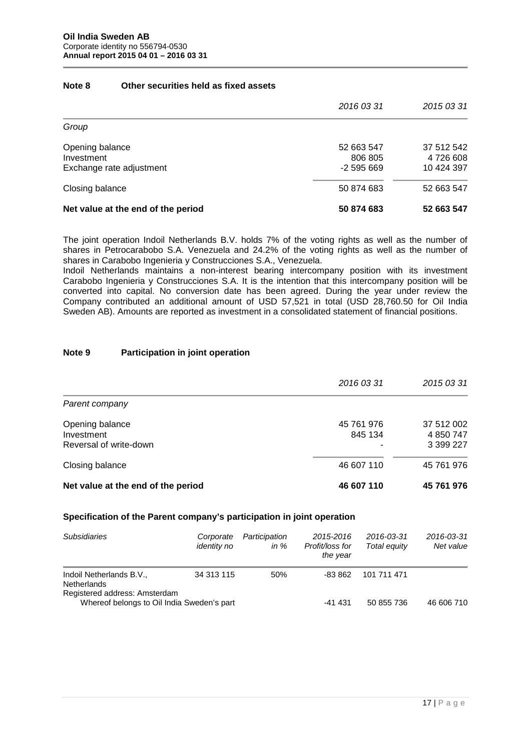## Note 8 Other securities held as fixed assets

| | *2016 03 31* | *2015 03 31* |
|---|---|---|
| *Group* | | |
| Opening balance | 52 663 547 | 37 512 542 |
| Investment | 806 805 | 4 726 608 |
| Exchange rate adjustment | -2 595 669 | 10 424 397 |
| Closing balance | 50 874 683 | 52 663 547 |
| **Net value at the end of the period** | **50 874 683** | **52 663 547** |

The joint operation Indoil Netherlands B.V. holds 7% of the voting rights as well as the number of shares in Petrocarabobo S.A. Venezuela and 24.2% of the voting rights as well as the number of shares in Carabobo Ingenieria y Construcciones S.A., Venezuela.
Indoil Netherlands maintains a non-interest bearing intercompany position with its investment Carabobo Ingenieria y Construcciones S.A. It is the intention that this intercompany position will be converted into capital. No conversion date has been agreed. During the year under review the Company contributed an additional amount of USD 57,521 in total (USD 28,760.50 for Oil India Sweden AB). Amounts are reported as investment in a consolidated statement of financial positions.

## Note 9 Participation in joint operation

| | *2016 03 31* | *2015 03 31* |
|---|---|---|
| *Parent company* | | |
| Opening balance | 45 761 976 | 37 512 002 |
| Investment | 845 134 | 4 850 747 |
| Reversal of write-down | - | 3 399 227 |
| Closing balance | 46 607 110 | 45 761 976 |
| **Net value at the end of the period** | **46 607 110** | **45 761 976** |

### Specification of the Parent company's participation in joint operation

| *Subsidiaries* | *Corporate identity no* | *Participation in %* | *2015-2016 Profit/loss for the year* | *2016-03-31 Total equity* | *2016-03-31 Net value* |
|---|---|---|---|---|---|
| Indoil Netherlands B.V., Netherlands | 34 313 115 | 50% | -83 862 | 101 711 471 | |
| Registered address: Amsterdam | | | | | |
| Whereof belongs to Oil India Sweden's part | | | -41 431 | 50 855 736 | 46 606 710 |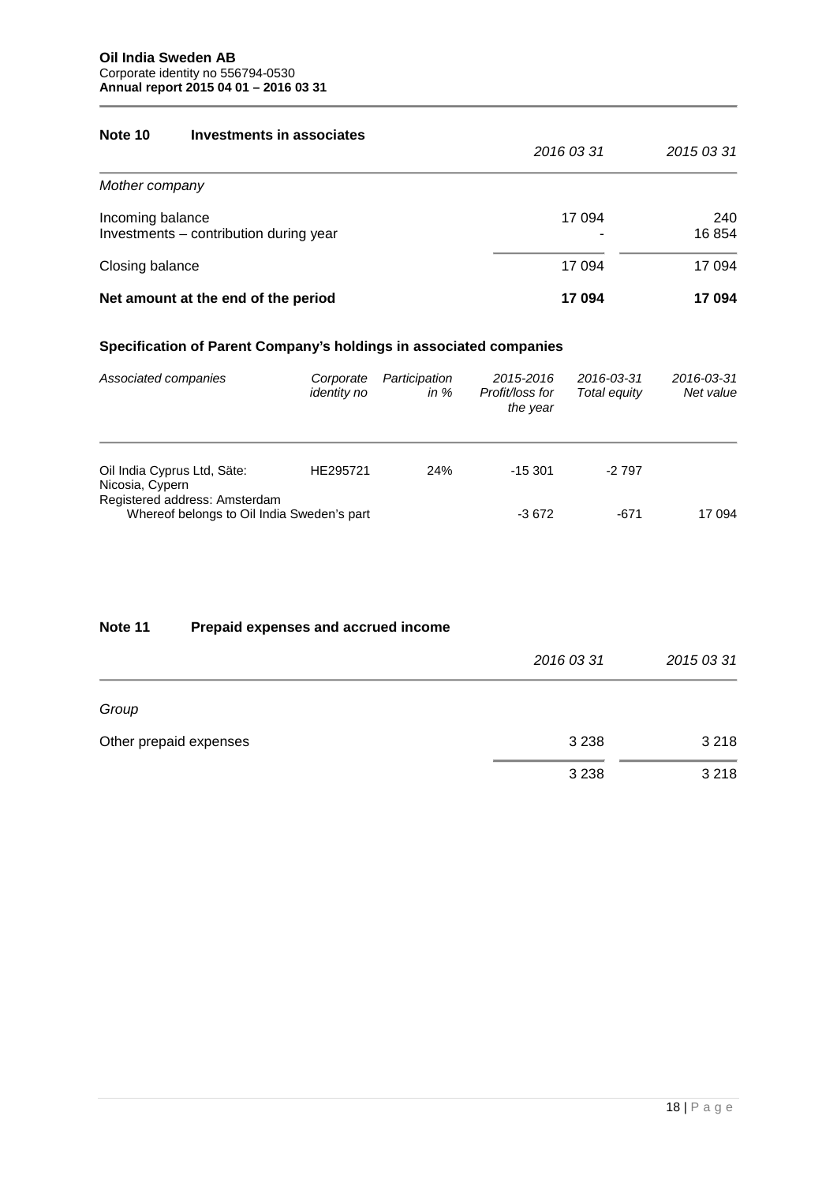### Note 10 Investments in associates

| | 2016 03 31 | 2015 03 31 |
|---|---|---|
| *Mother company* | | |
| Incoming balance | 17 094 | 240 |
| Investments – contribution during year | - | 16 854 |
| Closing balance | 17 094 | 17 094 |
| **Net amount at the end of the period** | **17 094** | **17 094** |

**Specification of Parent Company's holdings in associated companies**

| *Associated companies* | *Corporate identity no* | *Participation in %* | *2015-2016 Profit/loss for the year* | *2016-03-31 Total equity* | *2016-03-31 Net value* |
|---|---|---|---|---|---|
| Oil India Cyprus Ltd, Säte: Nicosia, Cypern | HE295721 | 24% | -15 301 | -2 797 | |
| Registered address: Amsterdam<br>Whereof belongs to Oil India Sweden's part | | | -3 672 | -671 | 17 094 |

### Note 11 Prepaid expenses and accrued income

| | 2016 03 31 | 2015 03 31 |
|---|---|---|
| *Group* | | |
| Other prepaid expenses | 3 238 | 3 218 |
| | 3 238 | 3 218 |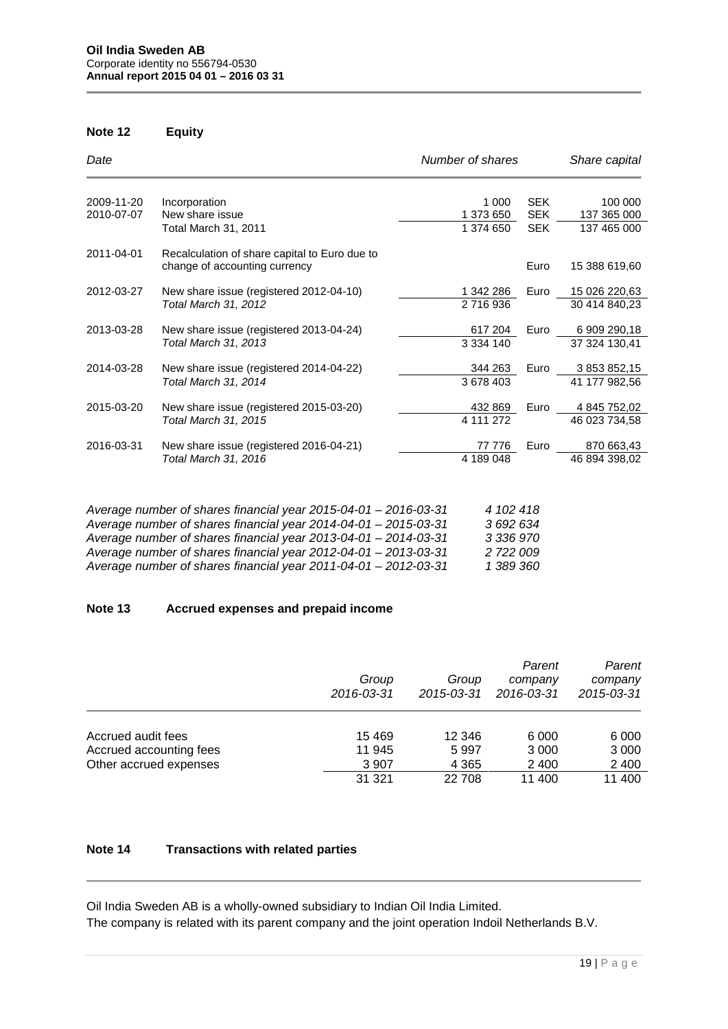## Note 12 Equity

| *Date* | | *Number of shares* | | *Share capital* |
|---|---|---|---|---|
| 2009-11-20 | Incorporation | 1 000 | SEK | 100 000 |
| 2010-07-07 | New share issue | 1 373 650 | SEK | 137 365 000 |
| | Total March 31, 2011 | 1 374 650 | SEK | 137 465 000 |
| 2011-04-01 | Recalculation of share capital to Euro due to change of accounting currency | | Euro | 15 388 619,60 |
| 2012-03-27 | New share issue (registered 2012-04-10) | 1 342 286 | Euro | 15 026 220,63 |
| | *Total March 31, 2012* | 2 716 936 | | 30 414 840,23 |
| 2013-03-28 | New share issue (registered 2013-04-24) | 617 204 | Euro | 6 909 290,18 |
| | *Total March 31, 2013* | 3 334 140 | | 37 324 130,41 |
| 2014-03-28 | New share issue (registered 2014-04-22) | 344 263 | Euro | 3 853 852,15 |
| | *Total March 31, 2014* | 3 678 403 | | 41 177 982,56 |
| 2015-03-20 | New share issue (registered 2015-03-20) | 432 869 | Euro | 4 845 752,02 |
| | *Total March 31, 2015* | 4 111 272 | | 46 023 734,58 |
| 2016-03-31 | New share issue (registered 2016-04-21) | 77 776 | Euro | 870 663,43 |
| | *Total March 31, 2016* | 4 189 048 | | 46 894 398,02 |

| | |
|---|---|
| *Average number of shares financial year 2015-04-01 – 2016-03-31* | *4 102 418* |
| *Average number of shares financial year 2014-04-01 – 2015-03-31* | *3 692 634* |
| *Average number of shares financial year 2013-04-01 – 2014-03-31* | *3 336 970* |
| *Average number of shares financial year 2012-04-01 – 2013-03-31* | *2 722 009* |
| *Average number of shares financial year 2011-04-01 – 2012-03-31* | *1 389 360* |

## Note 13 Accrued expenses and prepaid income

| | *Group 2016-03-31* | *Group 2015-03-31* | *Parent company 2016-03-31* | *Parent company 2015-03-31* |
|---|---|---|---|---|
| Accrued audit fees | 15 469 | 12 346 | 6 000 | 6 000 |
| Accrued accounting fees | 11 945 | 5 997 | 3 000 | 3 000 |
| Other accrued expenses | 3 907 | 4 365 | 2 400 | 2 400 |
| | 31 321 | 22 708 | 11 400 | 11 400 |

## Note 14 Transactions with related parties

Oil India Sweden AB is a wholly-owned subsidiary to Indian Oil India Limited.
The company is related with its parent company and the joint operation Indoil Netherlands B.V.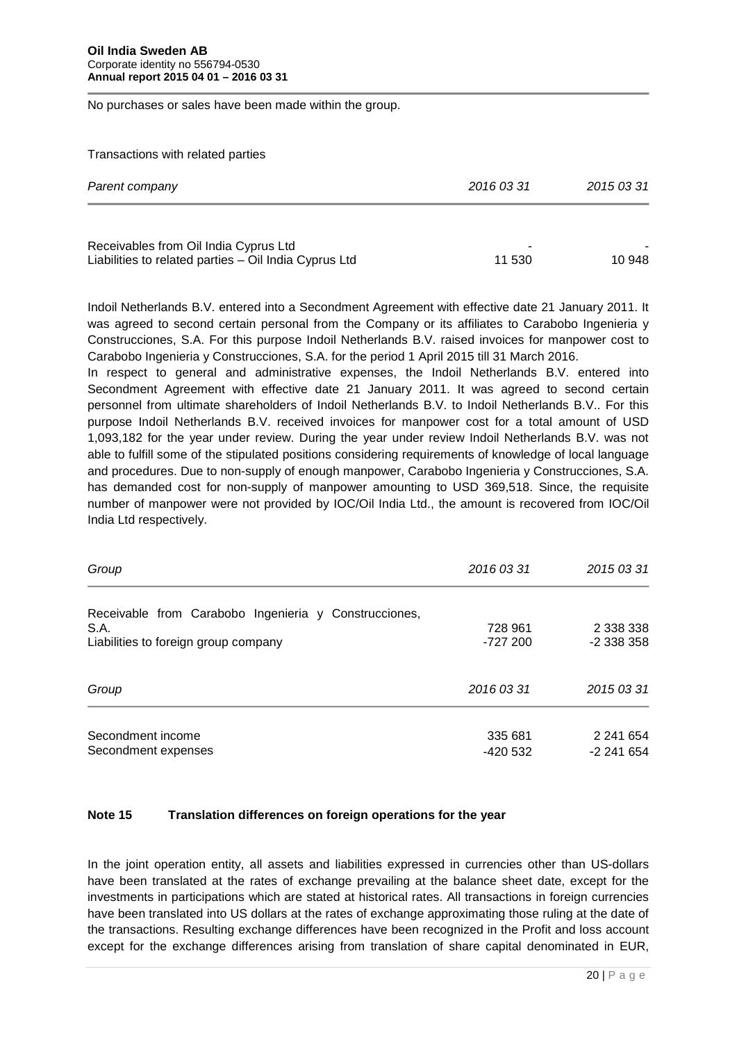No purchases or sales have been made within the group.

Transactions with related parties

| *Parent company* | *2016 03 31* | *2015 03 31* |
|---|---|---|
| Receivables from Oil India Cyprus Ltd | - | - |
| Liabilities to related parties – Oil India Cyprus Ltd | 11 530 | 10 948 |

Indoil Netherlands B.V. entered into a Secondment Agreement with effective date 21 January 2011. It was agreed to second certain personal from the Company or its affiliates to Carabobo Ingenieria y Construcciones, S.A. For this purpose Indoil Netherlands B.V. raised invoices for manpower cost to Carabobo Ingenieria y Construcciones, S.A. for the period 1 April 2015 till 31 March 2016.
In respect to general and administrative expenses, the Indoil Netherlands B.V. entered into Secondment Agreement with effective date 21 January 2011. It was agreed to second certain personnel from ultimate shareholders of Indoil Netherlands B.V. to Indoil Netherlands B.V.. For this purpose Indoil Netherlands B.V. received invoices for manpower cost for a total amount of USD 1,093,182 for the year under review. During the year under review Indoil Netherlands B.V. was not able to fulfill some of the stipulated positions considering requirements of knowledge of local language and procedures. Due to non-supply of enough manpower, Carabobo Ingenieria y Construcciones, S.A. has demanded cost for non-supply of manpower amounting to USD 369,518. Since, the requisite number of manpower were not provided by IOC/Oil India Ltd., the amount is recovered from IOC/Oil India Ltd respectively.

| *Group* | *2016 03 31* | *2015 03 31* |
|---|---|---|
| Receivable from Carabobo Ingenieria y Construcciones, S.A. | 728 961 | 2 338 338 |
| Liabilities to foreign group company | -727 200 | -2 338 358 |

| *Group* | *2016 03 31* | *2015 03 31* |
|---|---|---|
| Secondment income | 335 681 | 2 241 654 |
| Secondment expenses | -420 532 | -2 241 654 |

## Note 15 Translation differences on foreign operations for the year

In the joint operation entity, all assets and liabilities expressed in currencies other than US-dollars have been translated at the rates of exchange prevailing at the balance sheet date, except for the investments in participations which are stated at historical rates. All transactions in foreign currencies have been translated into US dollars at the rates of exchange approximating those ruling at the date of the transactions. Resulting exchange differences have been recognized in the Profit and loss account except for the exchange differences arising from translation of share capital denominated in EUR,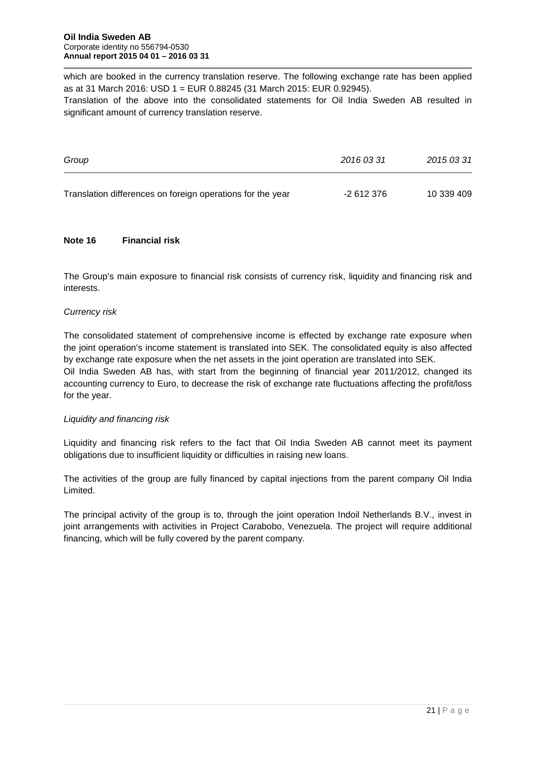which are booked in the currency translation reserve. The following exchange rate has been applied as at 31 March 2016: USD 1 = EUR 0.88245 (31 March 2015: EUR 0.92945).
Translation of the above into the consolidated statements for Oil India Sweden AB resulted in significant amount of currency translation reserve.

| *Group* | *2016 03 31* | *2015 03 31* |
|---|---|---|
| Translation differences on foreign operations for the year | -2 612 376 | 10 339 409 |

## Note 16 Financial risk

The Group's main exposure to financial risk consists of currency risk, liquidity and financing risk and interests.

*Currency risk*

The consolidated statement of comprehensive income is effected by exchange rate exposure when the joint operation's income statement is translated into SEK. The consolidated equity is also affected by exchange rate exposure when the net assets in the joint operation are translated into SEK.
Oil India Sweden AB has, with start from the beginning of financial year 2011/2012, changed its accounting currency to Euro, to decrease the risk of exchange rate fluctuations affecting the profit/loss for the year.

*Liquidity and financing risk*

Liquidity and financing risk refers to the fact that Oil India Sweden AB cannot meet its payment obligations due to insufficient liquidity or difficulties in raising new loans.

The activities of the group are fully financed by capital injections from the parent company Oil India Limited.

The principal activity of the group is to, through the joint operation Indoil Netherlands B.V., invest in joint arrangements with activities in Project Carabobo, Venezuela. The project will require additional financing, which will be fully covered by the parent company.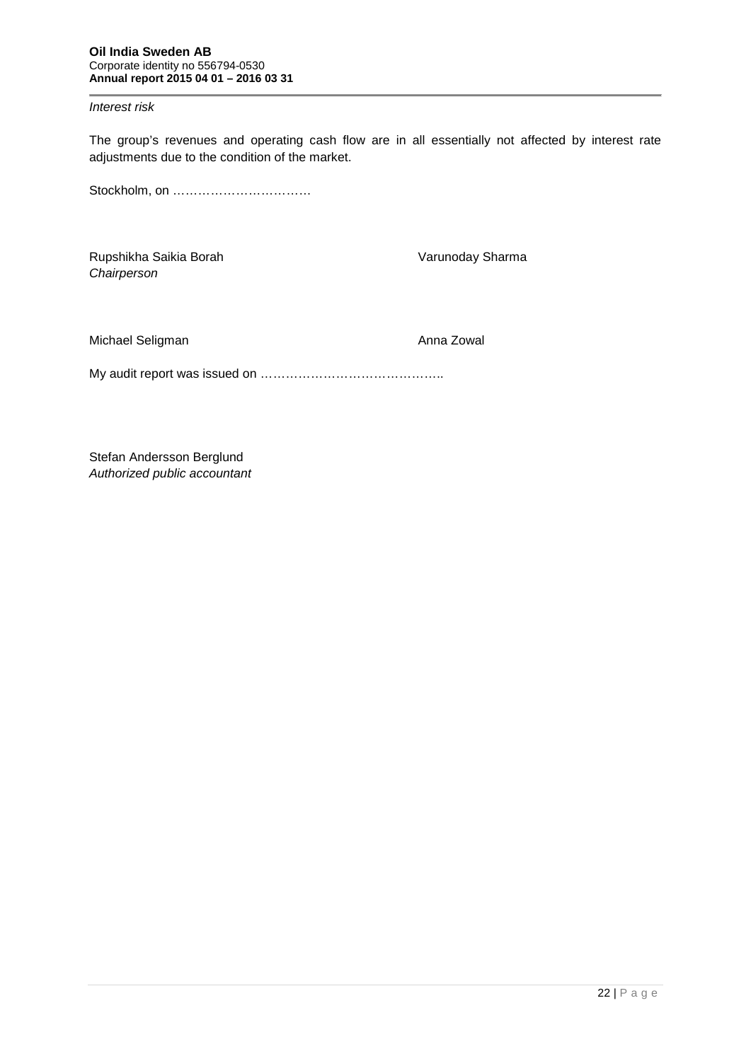*Interest risk*

The group's revenues and operating cash flow are in all essentially not affected by interest rate adjustments due to the condition of the market.

Stockholm, on ……………………………

Rupshikha Saikia Borah
*Chairperson*

Varunoday Sharma

Michael Seligman

Anna Zowal

My audit report was issued on ……………………………………..

Stefan Andersson Berglund
*Authorized public accountant*